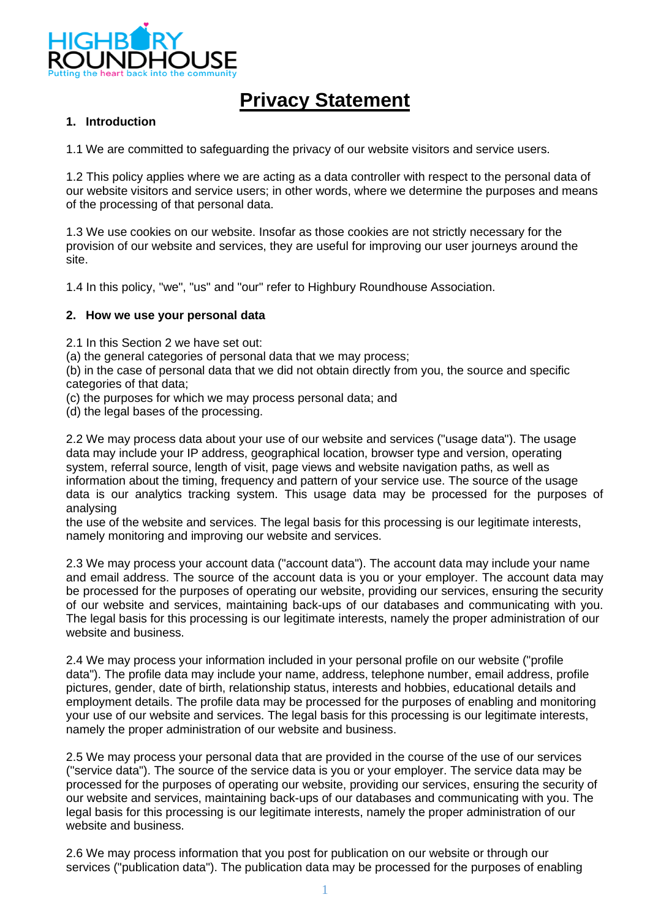# Privacy Statement

## 1. Introduction

1.1 We are committed to safeguarding the privacy of our website visitors and service users.

1.2 This policy applies where we are acting as a data controller with respect to the personal data of our website visitors and service users; in other words, where we determine the purposes and means of the processing of that personal data.

1.3 We use cookies on our website. Insofar as those cookies are not strictly necessary for the provision of our website and services, they are useful for improving our user journeys around the site.

1.4 In this policy, "we", "us" and "our" refer to Highbury Roundhouse Association.

## 2. How we use your personal data

2.1 In this Section 2 we have set out:
(a) the general categories of personal data that we may process;
(b) in the case of personal data that we did not obtain directly from you, the source and specific categories of that data;
(c) the purposes for which we may process personal data; and
(d) the legal bases of the processing.

2.2 We may process data about your use of our website and services ("usage data"). The usage data may include your IP address, geographical location, browser type and version, operating system, referral source, length of visit, page views and website navigation paths, as well as information about the timing, frequency and pattern of your service use. The source of the usage data is our analytics tracking system. This usage data may be processed for the purposes of analysing the use of the website and services. The legal basis for this processing is our legitimate interests, namely monitoring and improving our website and services.

2.3 We may process your account data ("account data"). The account data may include your name and email address. The source of the account data is you or your employer. The account data may be processed for the purposes of operating our website, providing our services, ensuring the security of our website and services, maintaining back-ups of our databases and communicating with you. The legal basis for this processing is our legitimate interests, namely the proper administration of our website and business.

2.4 We may process your information included in your personal profile on our website ("profile data"). The profile data may include your name, address, telephone number, email address, profile pictures, gender, date of birth, relationship status, interests and hobbies, educational details and employment details. The profile data may be processed for the purposes of enabling and monitoring your use of our website and services. The legal basis for this processing is our legitimate interests, namely the proper administration of our website and business.

2.5 We may process your personal data that are provided in the course of the use of our services ("service data"). The source of the service data is you or your employer. The service data may be processed for the purposes of operating our website, providing our services, ensuring the security of our website and services, maintaining back-ups of our databases and communicating with you. The legal basis for this processing is our legitimate interests, namely the proper administration of our website and business.

2.6 We may process information that you post for publication on our website or through our services ("publication data"). The publication data may be processed for the purposes of enabling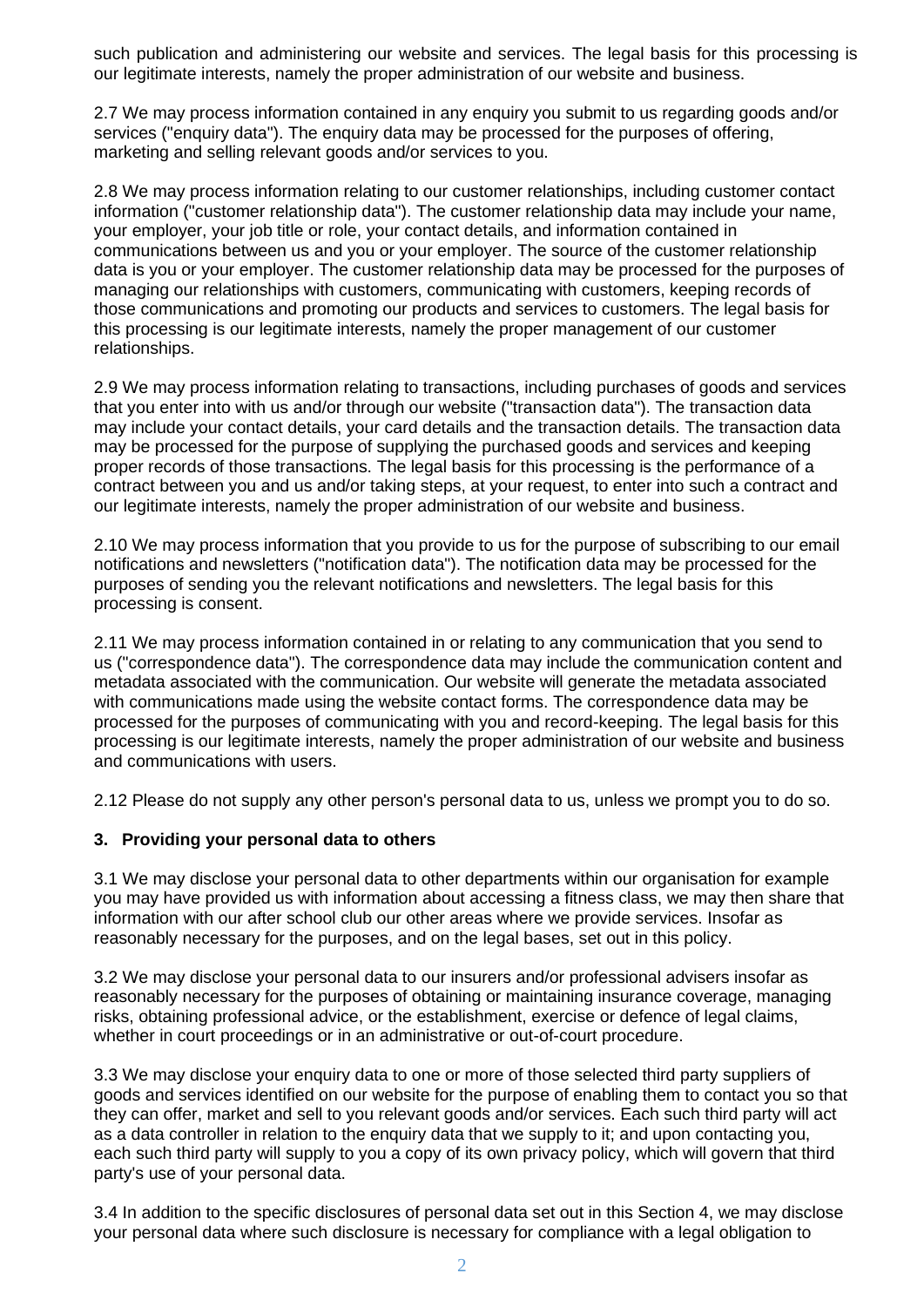such publication and administering our website and services. The legal basis for this processing is our legitimate interests, namely the proper administration of our website and business.

2.7 We may process information contained in any enquiry you submit to us regarding goods and/or services ("enquiry data"). The enquiry data may be processed for the purposes of offering, marketing and selling relevant goods and/or services to you.

2.8 We may process information relating to our customer relationships, including customer contact information ("customer relationship data"). The customer relationship data may include your name, your employer, your job title or role, your contact details, and information contained in communications between us and you or your employer. The source of the customer relationship data is you or your employer. The customer relationship data may be processed for the purposes of managing our relationships with customers, communicating with customers, keeping records of those communications and promoting our products and services to customers. The legal basis for this processing is our legitimate interests, namely the proper management of our customer relationships.

2.9 We may process information relating to transactions, including purchases of goods and services that you enter into with us and/or through our website ("transaction data"). The transaction data may include your contact details, your card details and the transaction details. The transaction data may be processed for the purpose of supplying the purchased goods and services and keeping proper records of those transactions. The legal basis for this processing is the performance of a contract between you and us and/or taking steps, at your request, to enter into such a contract and our legitimate interests, namely the proper administration of our website and business.

2.10 We may process information that you provide to us for the purpose of subscribing to our email notifications and newsletters ("notification data"). The notification data may be processed for the purposes of sending you the relevant notifications and newsletters. The legal basis for this processing is consent.

2.11 We may process information contained in or relating to any communication that you send to us ("correspondence data"). The correspondence data may include the communication content and metadata associated with the communication. Our website will generate the metadata associated with communications made using the website contact forms. The correspondence data may be processed for the purposes of communicating with you and record-keeping. The legal basis for this processing is our legitimate interests, namely the proper administration of our website and business and communications with users.

2.12 Please do not supply any other person's personal data to us, unless we prompt you to do so.

## 3. Providing your personal data to others

3.1 We may disclose your personal data to other departments within our organisation for example you may have provided us with information about accessing a fitness class, we may then share that information with our after school club our other areas where we provide services. Insofar as reasonably necessary for the purposes, and on the legal bases, set out in this policy.

3.2 We may disclose your personal data to our insurers and/or professional advisers insofar as reasonably necessary for the purposes of obtaining or maintaining insurance coverage, managing risks, obtaining professional advice, or the establishment, exercise or defence of legal claims, whether in court proceedings or in an administrative or out-of-court procedure.

3.3 We may disclose your enquiry data to one or more of those selected third party suppliers of goods and services identified on our website for the purpose of enabling them to contact you so that they can offer, market and sell to you relevant goods and/or services. Each such third party will act as a data controller in relation to the enquiry data that we supply to it; and upon contacting you, each such third party will supply to you a copy of its own privacy policy, which will govern that third party's use of your personal data.

3.4 In addition to the specific disclosures of personal data set out in this Section 4, we may disclose your personal data where such disclosure is necessary for compliance with a legal obligation to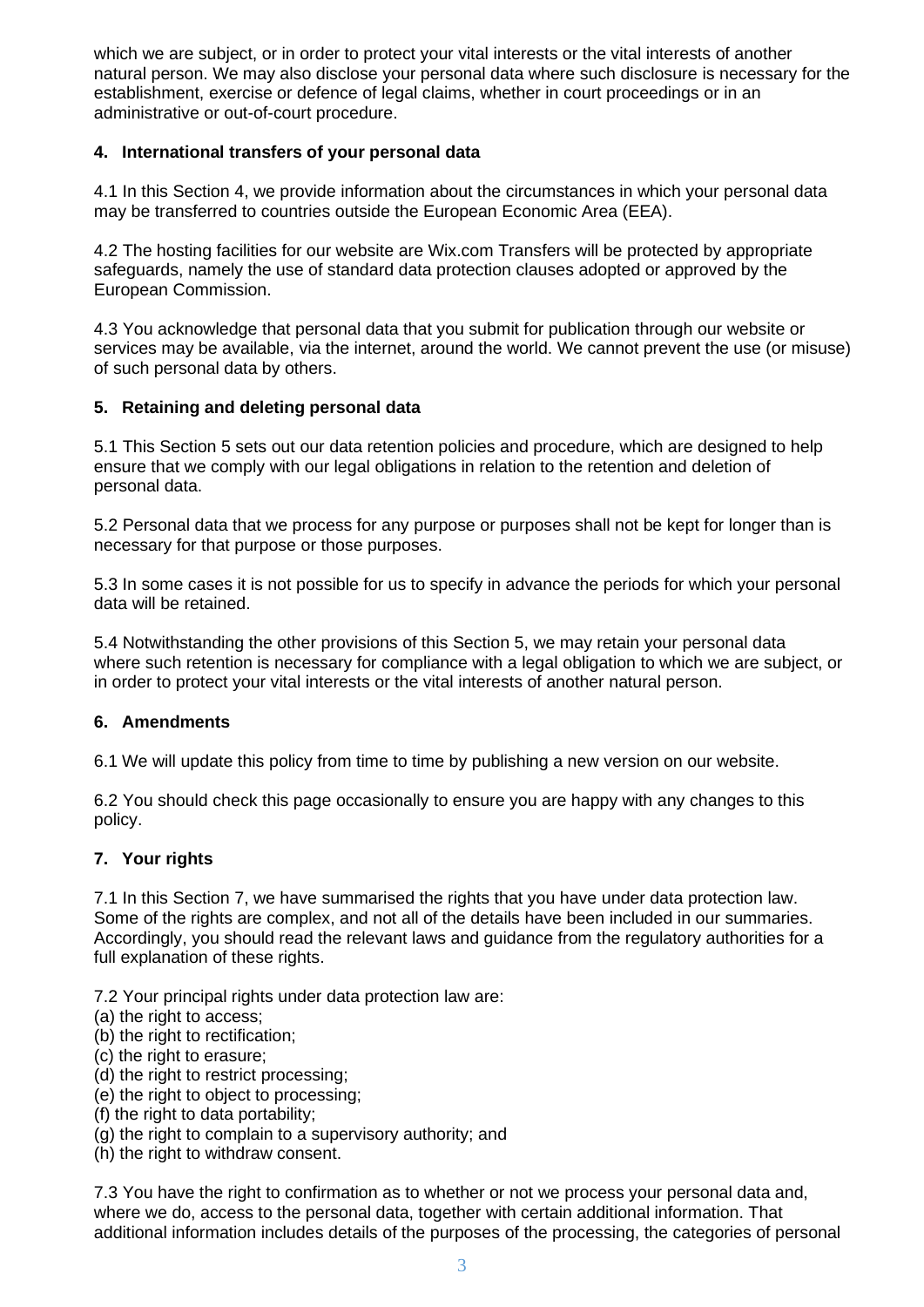which we are subject, or in order to protect your vital interests or the vital interests of another natural person. We may also disclose your personal data where such disclosure is necessary for the establishment, exercise or defence of legal claims, whether in court proceedings or in an administrative or out-of-court procedure.

## 4. International transfers of your personal data

4.1 In this Section 4, we provide information about the circumstances in which your personal data may be transferred to countries outside the European Economic Area (EEA).

4.2 The hosting facilities for our website are Wix.com Transfers will be protected by appropriate safeguards, namely the use of standard data protection clauses adopted or approved by the European Commission.

4.3 You acknowledge that personal data that you submit for publication through our website or services may be available, via the internet, around the world. We cannot prevent the use (or misuse) of such personal data by others.

## 5. Retaining and deleting personal data

5.1 This Section 5 sets out our data retention policies and procedure, which are designed to help ensure that we comply with our legal obligations in relation to the retention and deletion of personal data.

5.2 Personal data that we process for any purpose or purposes shall not be kept for longer than is necessary for that purpose or those purposes.

5.3 In some cases it is not possible for us to specify in advance the periods for which your personal data will be retained.

5.4 Notwithstanding the other provisions of this Section 5, we may retain your personal data where such retention is necessary for compliance with a legal obligation to which we are subject, or in order to protect your vital interests or the vital interests of another natural person.

## 6. Amendments

6.1 We will update this policy from time to time by publishing a new version on our website.

6.2 You should check this page occasionally to ensure you are happy with any changes to this policy.

## 7. Your rights

7.1 In this Section 7, we have summarised the rights that you have under data protection law. Some of the rights are complex, and not all of the details have been included in our summaries. Accordingly, you should read the relevant laws and guidance from the regulatory authorities for a full explanation of these rights.

7.2 Your principal rights under data protection law are:
(a) the right to access;
(b) the right to rectification;
(c) the right to erasure;
(d) the right to restrict processing;
(e) the right to object to processing;
(f) the right to data portability;
(g) the right to complain to a supervisory authority; and
(h) the right to withdraw consent.

7.3 You have the right to confirmation as to whether or not we process your personal data and, where we do, access to the personal data, together with certain additional information. That additional information includes details of the purposes of the processing, the categories of personal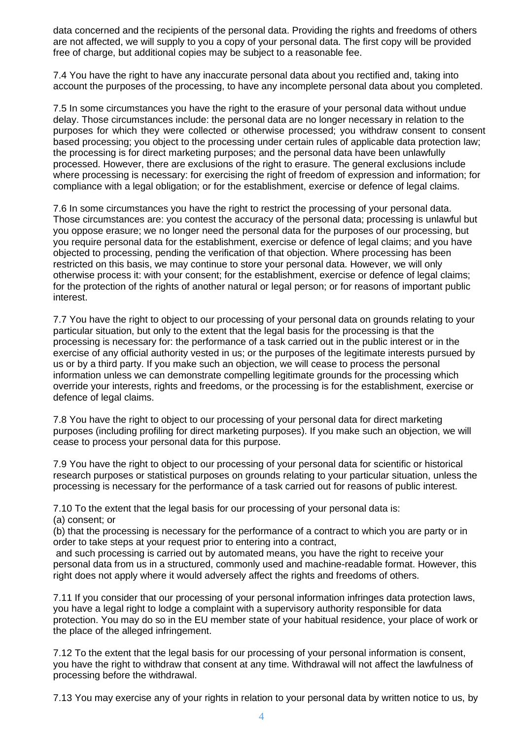data concerned and the recipients of the personal data. Providing the rights and freedoms of others are not affected, we will supply to you a copy of your personal data. The first copy will be provided free of charge, but additional copies may be subject to a reasonable fee.

7.4 You have the right to have any inaccurate personal data about you rectified and, taking into account the purposes of the processing, to have any incomplete personal data about you completed.

7.5 In some circumstances you have the right to the erasure of your personal data without undue delay. Those circumstances include: the personal data are no longer necessary in relation to the purposes for which they were collected or otherwise processed; you withdraw consent to consent based processing; you object to the processing under certain rules of applicable data protection law; the processing is for direct marketing purposes; and the personal data have been unlawfully processed. However, there are exclusions of the right to erasure. The general exclusions include where processing is necessary: for exercising the right of freedom of expression and information; for compliance with a legal obligation; or for the establishment, exercise or defence of legal claims.

7.6 In some circumstances you have the right to restrict the processing of your personal data. Those circumstances are: you contest the accuracy of the personal data; processing is unlawful but you oppose erasure; we no longer need the personal data for the purposes of our processing, but you require personal data for the establishment, exercise or defence of legal claims; and you have objected to processing, pending the verification of that objection. Where processing has been restricted on this basis, we may continue to store your personal data. However, we will only otherwise process it: with your consent; for the establishment, exercise or defence of legal claims; for the protection of the rights of another natural or legal person; or for reasons of important public interest.

7.7 You have the right to object to our processing of your personal data on grounds relating to your particular situation, but only to the extent that the legal basis for the processing is that the processing is necessary for: the performance of a task carried out in the public interest or in the exercise of any official authority vested in us; or the purposes of the legitimate interests pursued by us or by a third party. If you make such an objection, we will cease to process the personal information unless we can demonstrate compelling legitimate grounds for the processing which override your interests, rights and freedoms, or the processing is for the establishment, exercise or defence of legal claims.

7.8 You have the right to object to our processing of your personal data for direct marketing purposes (including profiling for direct marketing purposes). If you make such an objection, we will cease to process your personal data for this purpose.

7.9 You have the right to object to our processing of your personal data for scientific or historical research purposes or statistical purposes on grounds relating to your particular situation, unless the processing is necessary for the performance of a task carried out for reasons of public interest.

7.10 To the extent that the legal basis for our processing of your personal data is:
(a) consent; or
(b) that the processing is necessary for the performance of a contract to which you are party or in order to take steps at your request prior to entering into a contract,
and such processing is carried out by automated means, you have the right to receive your personal data from us in a structured, commonly used and machine-readable format. However, this right does not apply where it would adversely affect the rights and freedoms of others.

7.11 If you consider that our processing of your personal information infringes data protection laws, you have a legal right to lodge a complaint with a supervisory authority responsible for data protection. You may do so in the EU member state of your habitual residence, your place of work or the place of the alleged infringement.

7.12 To the extent that the legal basis for our processing of your personal information is consent, you have the right to withdraw that consent at any time. Withdrawal will not affect the lawfulness of processing before the withdrawal.

7.13 You may exercise any of your rights in relation to your personal data by written notice to us, by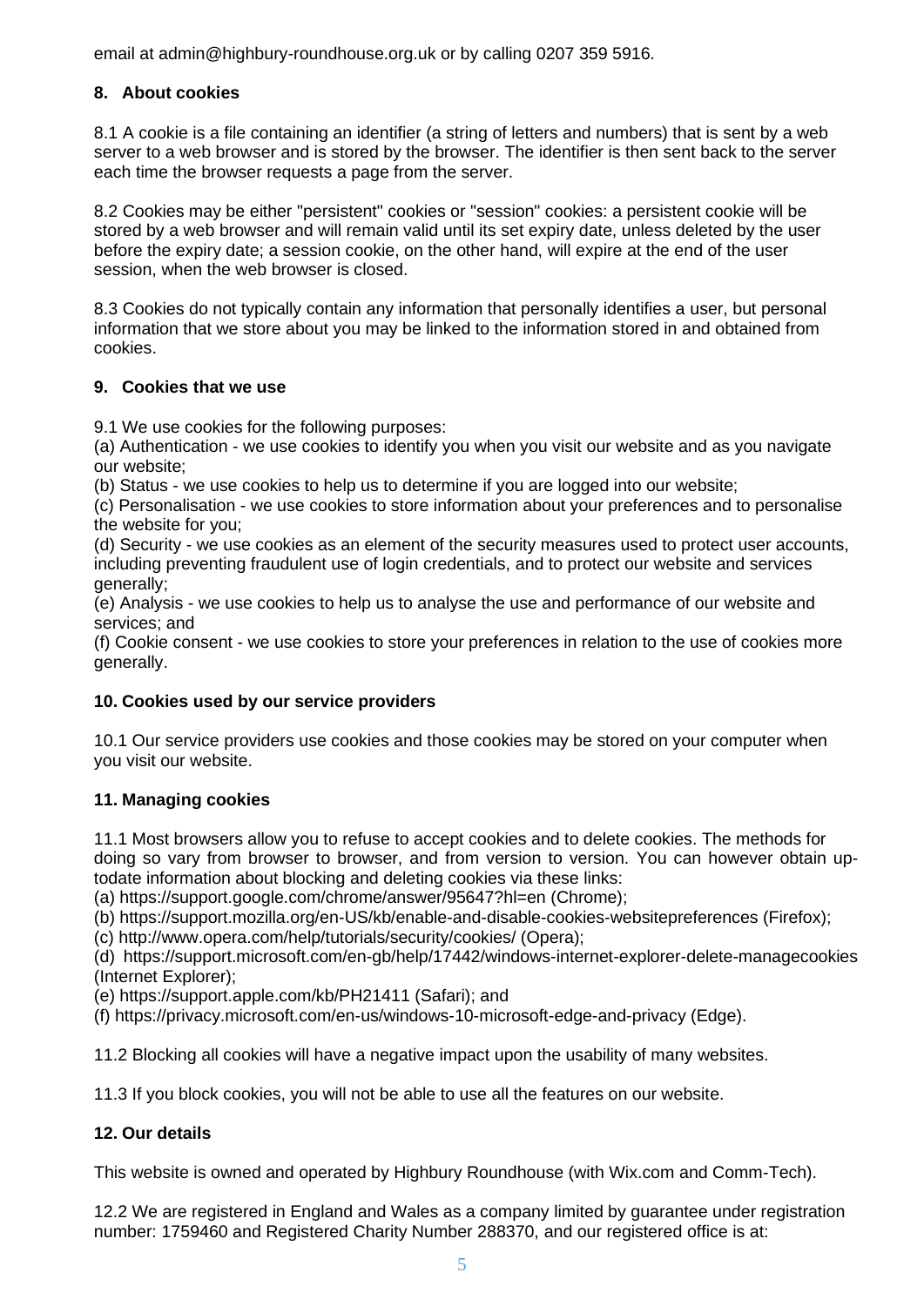email at admin@highbury-roundhouse.org.uk or by calling 0207 359 5916.

## 8. About cookies

8.1 A cookie is a file containing an identifier (a string of letters and numbers) that is sent by a web server to a web browser and is stored by the browser. The identifier is then sent back to the server each time the browser requests a page from the server.

8.2 Cookies may be either "persistent" cookies or "session" cookies: a persistent cookie will be stored by a web browser and will remain valid until its set expiry date, unless deleted by the user before the expiry date; a session cookie, on the other hand, will expire at the end of the user session, when the web browser is closed.

8.3 Cookies do not typically contain any information that personally identifies a user, but personal information that we store about you may be linked to the information stored in and obtained from cookies.

## 9. Cookies that we use

9.1 We use cookies for the following purposes:
(a) Authentication - we use cookies to identify you when you visit our website and as you navigate our website;
(b) Status - we use cookies to help us to determine if you are logged into our website;
(c) Personalisation - we use cookies to store information about your preferences and to personalise the website for you;
(d) Security - we use cookies as an element of the security measures used to protect user accounts, including preventing fraudulent use of login credentials, and to protect our website and services generally;
(e) Analysis - we use cookies to help us to analyse the use and performance of our website and services; and
(f) Cookie consent - we use cookies to store your preferences in relation to the use of cookies more generally.

## 10. Cookies used by our service providers

10.1 Our service providers use cookies and those cookies may be stored on your computer when you visit our website.

## 11. Managing cookies

11.1 Most browsers allow you to refuse to accept cookies and to delete cookies. The methods for doing so vary from browser to browser, and from version to version. You can however obtain up-todate information about blocking and deleting cookies via these links:
(a) https://support.google.com/chrome/answer/95647?hl=en (Chrome);
(b) https://support.mozilla.org/en-US/kb/enable-and-disable-cookies-websitepreferences (Firefox);
(c) http://www.opera.com/help/tutorials/security/cookies/ (Opera);
(d) https://support.microsoft.com/en-gb/help/17442/windows-internet-explorer-delete-managecookies (Internet Explorer);
(e) https://support.apple.com/kb/PH21411 (Safari); and
(f) https://privacy.microsoft.com/en-us/windows-10-microsoft-edge-and-privacy (Edge).

11.2 Blocking all cookies will have a negative impact upon the usability of many websites.

11.3 If you block cookies, you will not be able to use all the features on our website.

## 12. Our details

This website is owned and operated by Highbury Roundhouse (with Wix.com and Comm-Tech).

12.2 We are registered in England and Wales as a company limited by guarantee under registration number: 1759460 and Registered Charity Number 288370, and our registered office is at: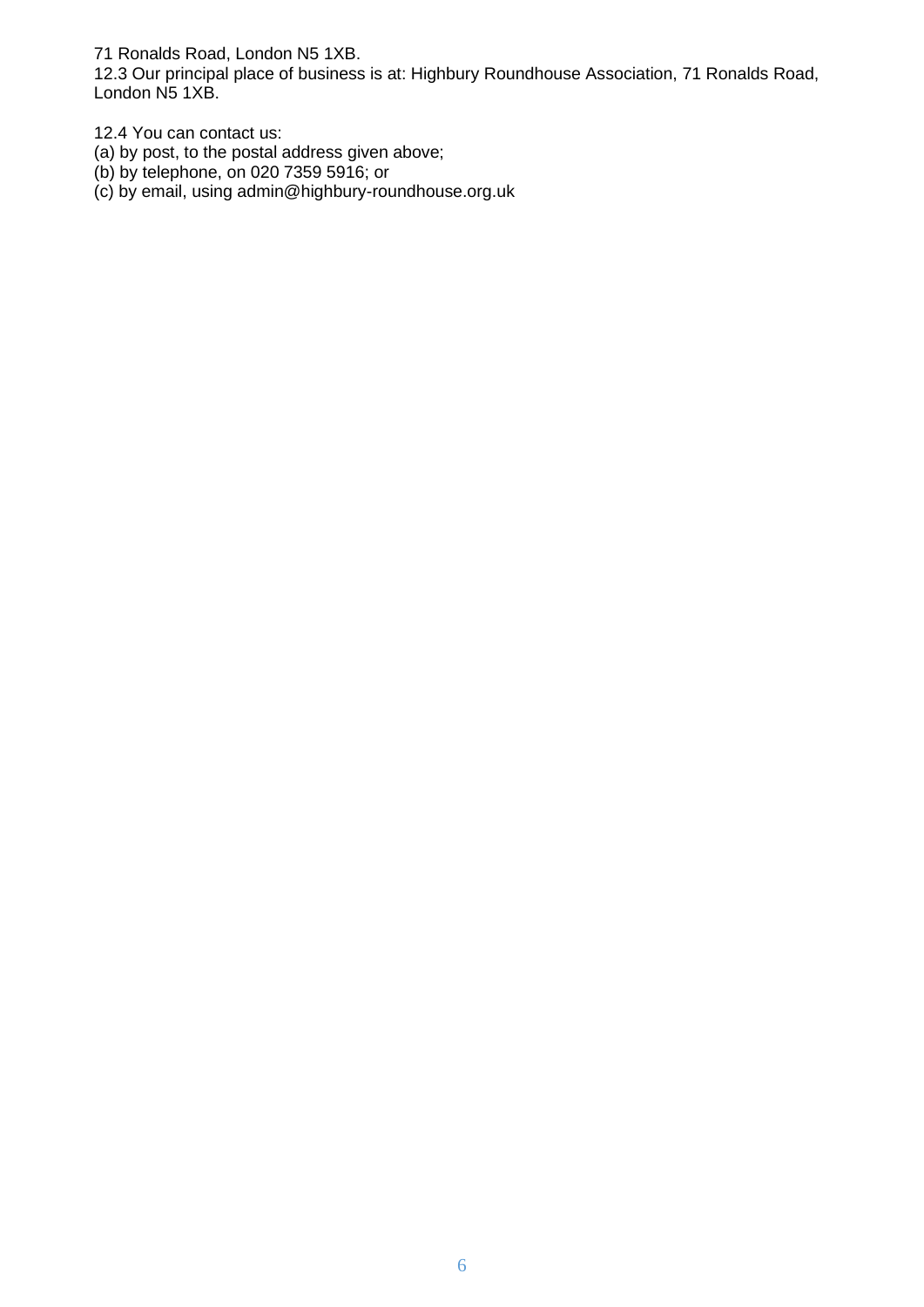71 Ronalds Road, London N5 1XB.

12.3 Our principal place of business is at: Highbury Roundhouse Association, 71 Ronalds Road, London N5 1XB.

12.4 You can contact us:

(a) by post, to the postal address given above;

(b) by telephone, on 020 7359 5916; or

(c) by email, using admin@highbury-roundhouse.org.uk